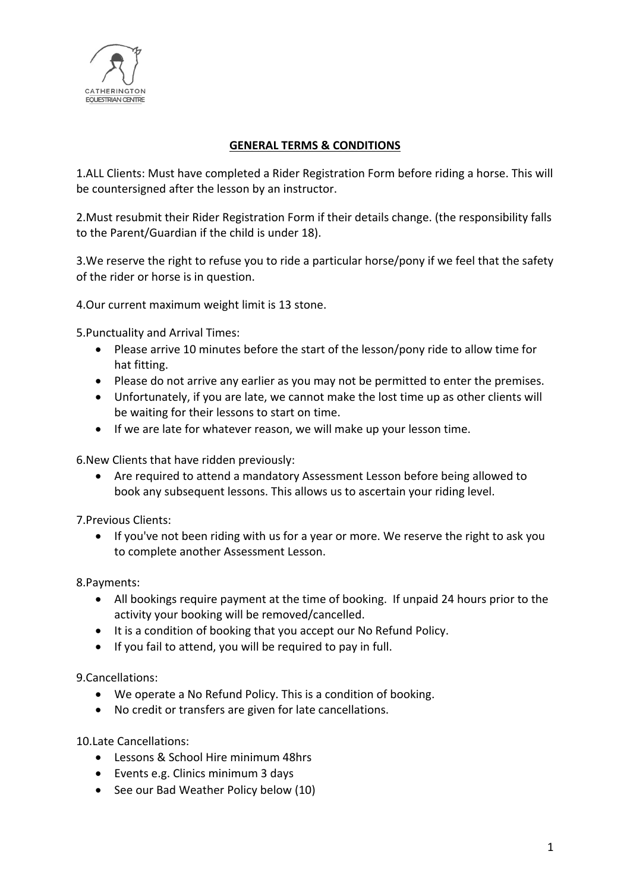CATHERINGTON EQUESTRIAN CENTRE

# GENERAL TERMS & CONDITIONS

1.ALL Clients: Must have completed a Rider Registration Form before riding a horse. This will be countersigned after the lesson by an instructor.

2.Must resubmit their Rider Registration Form if their details change. (the responsibility falls to the Parent/Guardian if the child is under 18).

3.We reserve the right to refuse you to ride a particular horse/pony if we feel that the safety of the rider or horse is in question.

4.Our current maximum weight limit is 13 stone.

5.Punctuality and Arrival Times:

- Please arrive 10 minutes before the start of the lesson/pony ride to allow time for hat fitting.
- Please do not arrive any earlier as you may not be permitted to enter the premises.
- Unfortunately, if you are late, we cannot make the lost time up as other clients will be waiting for their lessons to start on time.
- If we are late for whatever reason, we will make up your lesson time.

6.New Clients that have ridden previously:

- Are required to attend a mandatory Assessment Lesson before being allowed to book any subsequent lessons. This allows us to ascertain your riding level.

7.Previous Clients:

- If you've not been riding with us for a year or more. We reserve the right to ask you to complete another Assessment Lesson.

8.Payments:

- All bookings require payment at the time of booking. If unpaid 24 hours prior to the activity your booking will be removed/cancelled.
- It is a condition of booking that you accept our No Refund Policy.
- If you fail to attend, you will be required to pay in full.

9.Cancellations:

- We operate a No Refund Policy. This is a condition of booking.
- No credit or transfers are given for late cancellations.

10.Late Cancellations:

- Lessons & School Hire minimum 48hrs
- Events e.g. Clinics minimum 3 days
- See our Bad Weather Policy below (10)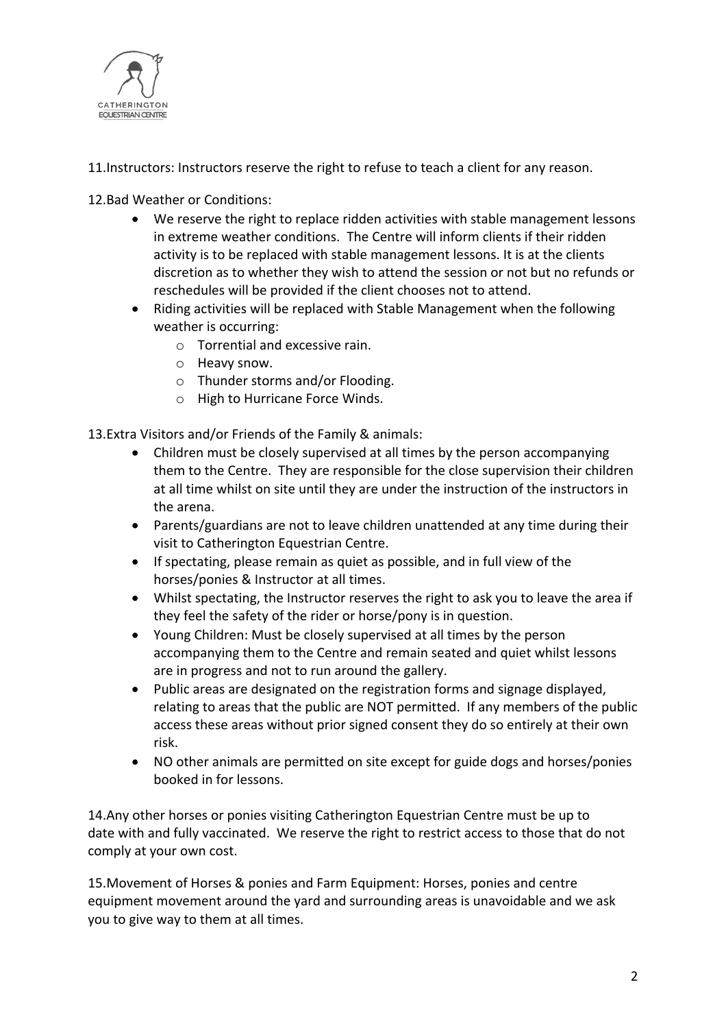11.Instructors: Instructors reserve the right to refuse to teach a client for any reason.

12.Bad Weather or Conditions:

- We reserve the right to replace ridden activities with stable management lessons in extreme weather conditions. The Centre will inform clients if their ridden activity is to be replaced with stable management lessons. It is at the clients discretion as to whether they wish to attend the session or not but no refunds or reschedules will be provided if the client chooses not to attend.
- Riding activities will be replaced with Stable Management when the following weather is occurring:
  - Torrential and excessive rain.
  - Heavy snow.
  - Thunder storms and/or Flooding.
  - High to Hurricane Force Winds.

13.Extra Visitors and/or Friends of the Family & animals:

- Children must be closely supervised at all times by the person accompanying them to the Centre. They are responsible for the close supervision their children at all time whilst on site until they are under the instruction of the instructors in the arena.
- Parents/guardians are not to leave children unattended at any time during their visit to Catherington Equestrian Centre.
- If spectating, please remain as quiet as possible, and in full view of the horses/ponies & Instructor at all times.
- Whilst spectating, the Instructor reserves the right to ask you to leave the area if they feel the safety of the rider or horse/pony is in question.
- Young Children: Must be closely supervised at all times by the person accompanying them to the Centre and remain seated and quiet whilst lessons are in progress and not to run around the gallery.
- Public areas are designated on the registration forms and signage displayed, relating to areas that the public are NOT permitted. If any members of the public access these areas without prior signed consent they do so entirely at their own risk.
- NO other animals are permitted on site except for guide dogs and horses/ponies booked in for lessons.

14.Any other horses or ponies visiting Catherington Equestrian Centre must be up to date with and fully vaccinated. We reserve the right to restrict access to those that do not comply at your own cost.

15.Movement of Horses & ponies and Farm Equipment: Horses, ponies and centre equipment movement around the yard and surrounding areas is unavoidable and we ask you to give way to them at all times.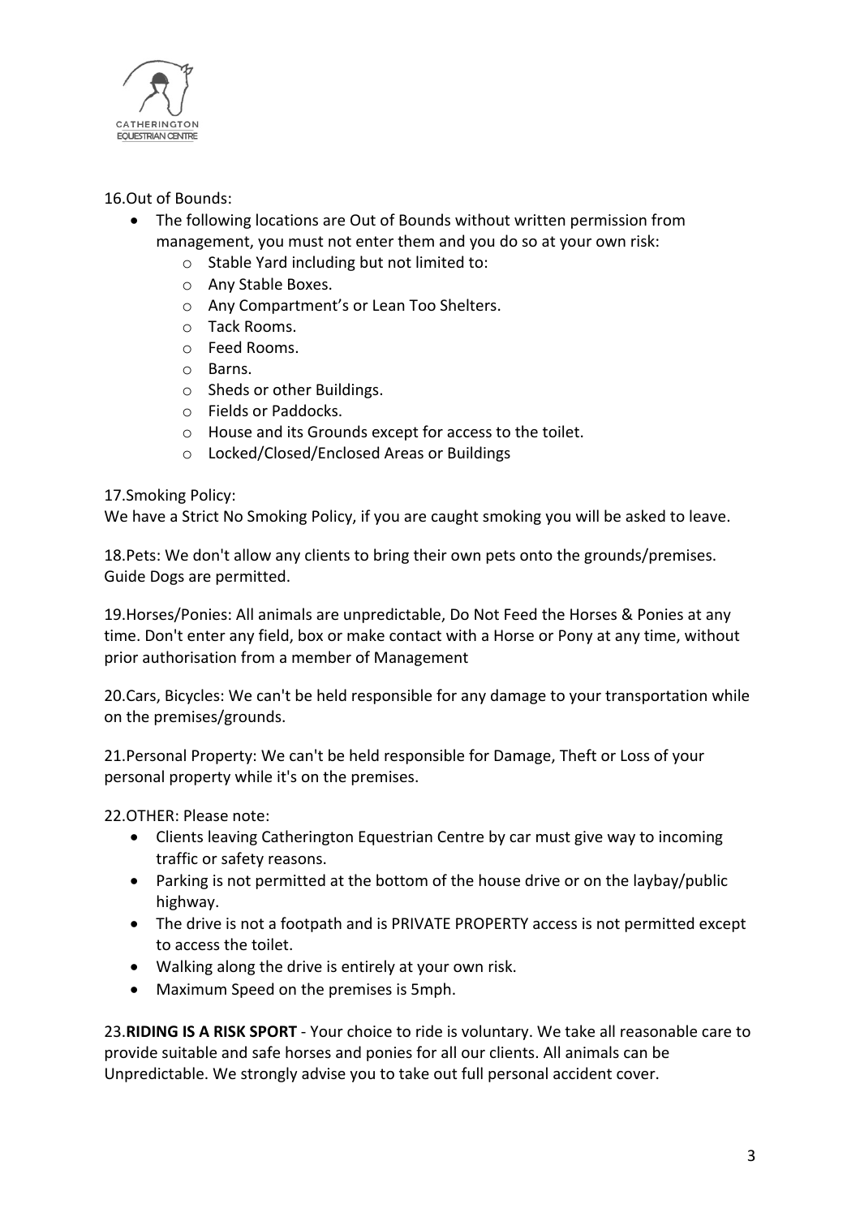16.Out of Bounds:

- The following locations are Out of Bounds without written permission from management, you must not enter them and you do so at your own risk:
    - Stable Yard including but not limited to:
    - Any Stable Boxes.
    - Any Compartment's or Lean Too Shelters.
    - Tack Rooms.
    - Feed Rooms.
    - Barns.
    - Sheds or other Buildings.
    - Fields or Paddocks.
    - House and its Grounds except for access to the toilet.
    - Locked/Closed/Enclosed Areas or Buildings

17.Smoking Policy:
We have a Strict No Smoking Policy, if you are caught smoking you will be asked to leave.

18.Pets: We don't allow any clients to bring their own pets onto the grounds/premises. Guide Dogs are permitted.

19.Horses/Ponies: All animals are unpredictable, Do Not Feed the Horses & Ponies at any time. Don't enter any field, box or make contact with a Horse or Pony at any time, without prior authorisation from a member of Management

20.Cars, Bicycles: We can't be held responsible for any damage to your transportation while on the premises/grounds.

21.Personal Property: We can't be held responsible for Damage, Theft or Loss of your personal property while it's on the premises.

22.OTHER: Please note:

- Clients leaving Catherington Equestrian Centre by car must give way to incoming traffic or safety reasons.
- Parking is not permitted at the bottom of the house drive or on the laybay/public highway.
- The drive is not a footpath and is PRIVATE PROPERTY access is not permitted except to access the toilet.
- Walking along the drive is entirely at your own risk.
- Maximum Speed on the premises is 5mph.

23.**RIDING IS A RISK SPORT** - Your choice to ride is voluntary. We take all reasonable care to provide suitable and safe horses and ponies for all our clients. All animals can be Unpredictable. We strongly advise you to take out full personal accident cover.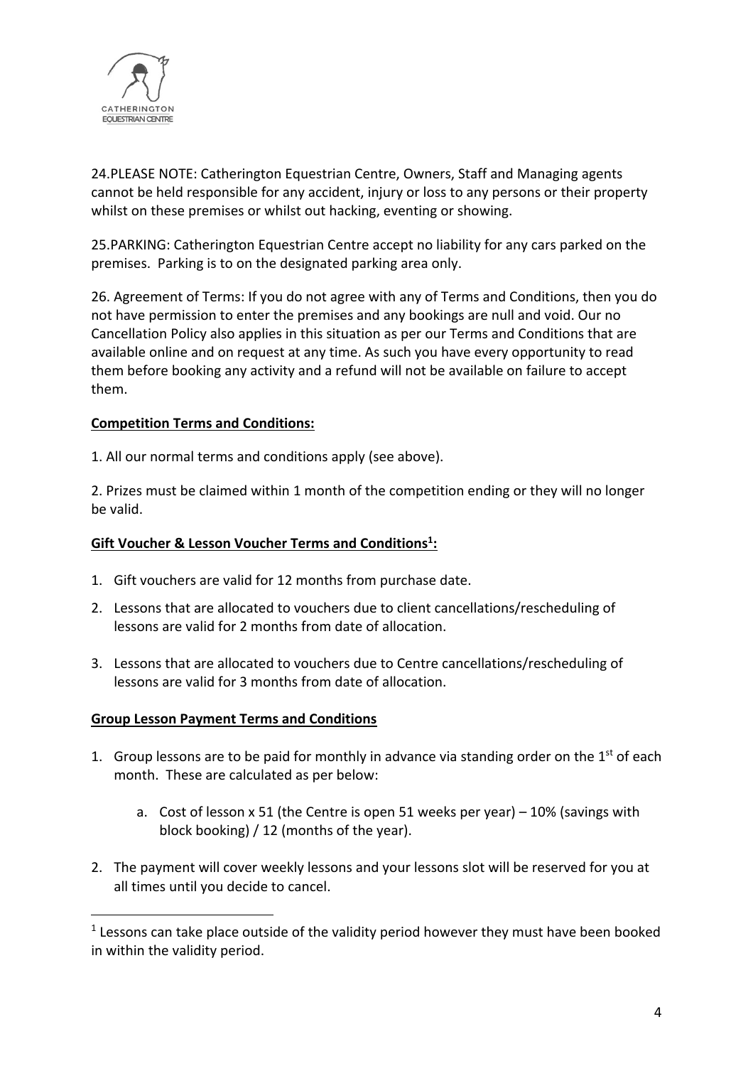24.PLEASE NOTE: Catherington Equestrian Centre, Owners, Staff and Managing agents cannot be held responsible for any accident, injury or loss to any persons or their property whilst on these premises or whilst out hacking, eventing or showing.

25.PARKING: Catherington Equestrian Centre accept no liability for any cars parked on the premises. Parking is to on the designated parking area only.

26. Agreement of Terms: If you do not agree with any of Terms and Conditions, then you do not have permission to enter the premises and any bookings are null and void. Our no Cancellation Policy also applies in this situation as per our Terms and Conditions that are available online and on request at any time. As such you have every opportunity to read them before booking any activity and a refund will not be available on failure to accept them.

**Competition Terms and Conditions:**

1. All our normal terms and conditions apply (see above).

2. Prizes must be claimed within 1 month of the competition ending or they will no longer be valid.

**Gift Voucher & Lesson Voucher Terms and Conditions[1]:**

1. Gift vouchers are valid for 12 months from purchase date.
2. Lessons that are allocated to vouchers due to client cancellations/rescheduling of lessons are valid for 2 months from date of allocation.
3. Lessons that are allocated to vouchers due to Centre cancellations/rescheduling of lessons are valid for 3 months from date of allocation.

**Group Lesson Payment Terms and Conditions**

1. Group lessons are to be paid for monthly in advance via standing order on the 1st of each month. These are calculated as per below:
   a. Cost of lesson x 51 (the Centre is open 51 weeks per year) – 10% (savings with block booking) / 12 (months of the year).
2. The payment will cover weekly lessons and your lessons slot will be reserved for you at all times until you decide to cancel.

[1] Lessons can take place outside of the validity period however they must have been booked in within the validity period.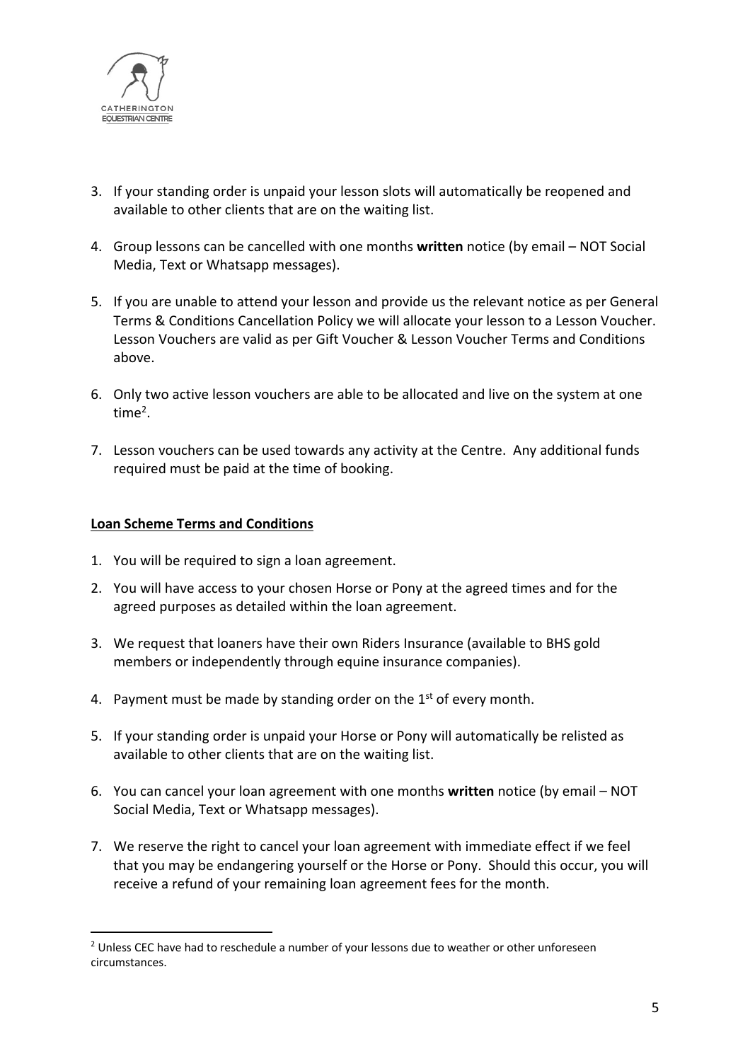3. If your standing order is unpaid your lesson slots will automatically be reopened and available to other clients that are on the waiting list.

4. Group lessons can be cancelled with one months **written** notice (by email – NOT Social Media, Text or Whatsapp messages).

5. If you are unable to attend your lesson and provide us the relevant notice as per General Terms & Conditions Cancellation Policy we will allocate your lesson to a Lesson Voucher. Lesson Vouchers are valid as per Gift Voucher & Lesson Voucher Terms and Conditions above.

6. Only two active lesson vouchers are able to be allocated and live on the system at one time[2].

7. Lesson vouchers can be used towards any activity at the Centre. Any additional funds required must be paid at the time of booking.

**Loan Scheme Terms and Conditions**

1. You will be required to sign a loan agreement.
2. You will have access to your chosen Horse or Pony at the agreed times and for the agreed purposes as detailed within the loan agreement.
3. We request that loaners have their own Riders Insurance (available to BHS gold members or independently through equine insurance companies).
4. Payment must be made by standing order on the 1st of every month.
5. If your standing order is unpaid your Horse or Pony will automatically be relisted as available to other clients that are on the waiting list.
6. You can cancel your loan agreement with one months **written** notice (by email – NOT Social Media, Text or Whatsapp messages).
7. We reserve the right to cancel your loan agreement with immediate effect if we feel that you may be endangering yourself or the Horse or Pony. Should this occur, you will receive a refund of your remaining loan agreement fees for the month.

[2] Unless CEC have had to reschedule a number of your lessons due to weather or other unforeseen circumstances.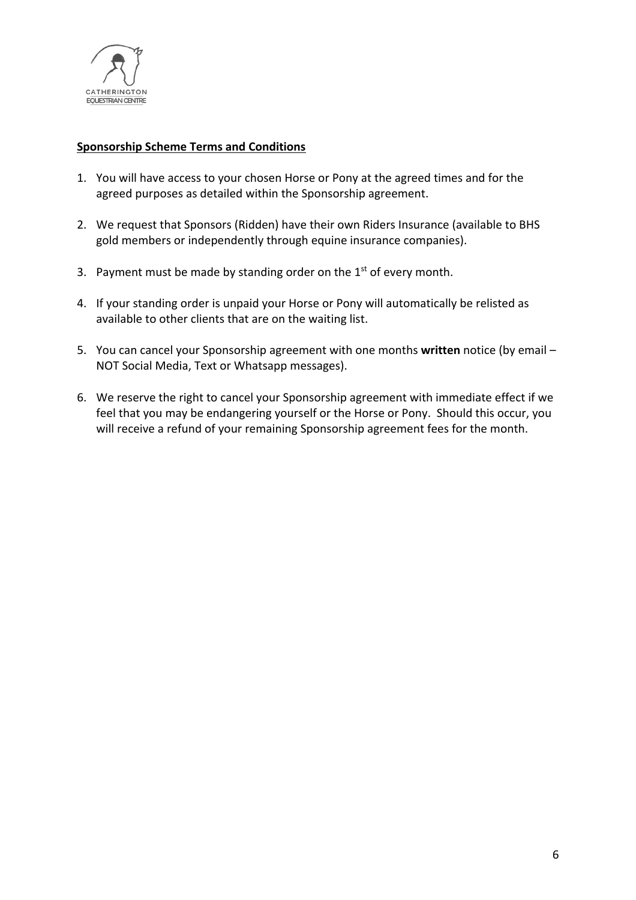**Sponsorship Scheme Terms and Conditions**

1. You will have access to your chosen Horse or Pony at the agreed times and for the agreed purposes as detailed within the Sponsorship agreement.

2. We request that Sponsors (Ridden) have their own Riders Insurance (available to BHS gold members or independently through equine insurance companies).

3. Payment must be made by standing order on the 1st of every month.

4. If your standing order is unpaid your Horse or Pony will automatically be relisted as available to other clients that are on the waiting list.

5. You can cancel your Sponsorship agreement with one months **written** notice (by email – NOT Social Media, Text or Whatsapp messages).

6. We reserve the right to cancel your Sponsorship agreement with immediate effect if we feel that you may be endangering yourself or the Horse or Pony. Should this occur, you will receive a refund of your remaining Sponsorship agreement fees for the month.